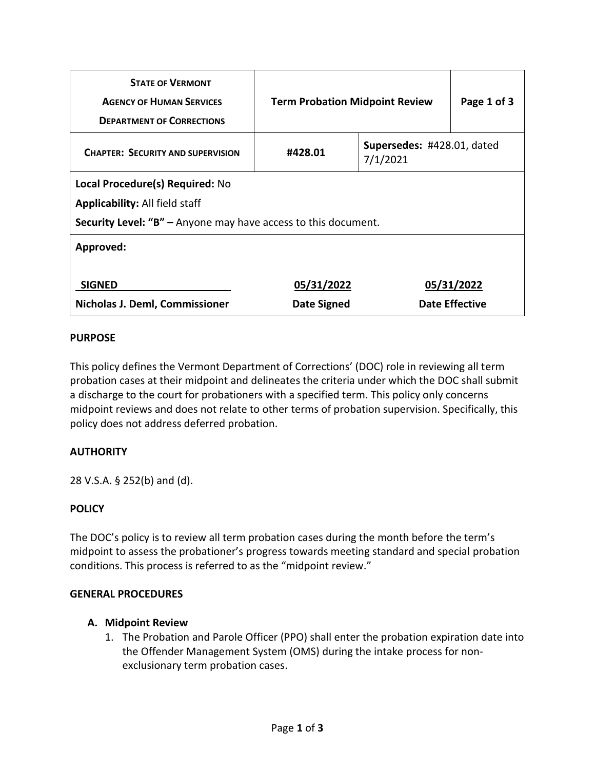| | | | |
|---|---|---|---|
| **STATE OF VERMONT**<br>**AGENCY OF HUMAN SERVICES**<br>**DEPARTMENT OF CORRECTIONS** | **Term Probation Midpoint Review** | | **Page 1 of 3** |
| **CHAPTER: SECURITY AND SUPERVISION** | **#428.01** | **Supersedes:** #428.01, dated 7/1/2021 | |
| **Local Procedure(s) Required:** No<br>**Applicability:** All field staff<br>**Security Level: "B" –** Anyone may have access to this document. | | | |
| **Approved:**<br><br>SIGNED<br>**Nicholas J. Deml, Commissioner** | 05/31/2022<br>**Date Signed** | 05/31/2022<br>**Date Effective** | |

**PURPOSE**

This policy defines the Vermont Department of Corrections' (DOC) role in reviewing all term probation cases at their midpoint and delineates the criteria under which the DOC shall submit a discharge to the court for probationers with a specified term. This policy only concerns midpoint reviews and does not relate to other terms of probation supervision. Specifically, this policy does not address deferred probation.

**AUTHORITY**

28 V.S.A. § 252(b) and (d).

**POLICY**

The DOC's policy is to review all term probation cases during the month before the term's midpoint to assess the probationer's progress towards meeting standard and special probation conditions. This process is referred to as the "midpoint review."

**GENERAL PROCEDURES**

**A. Midpoint Review**

1. The Probation and Parole Officer (PPO) shall enter the probation expiration date into the Offender Management System (OMS) during the intake process for non-exclusionary term probation cases.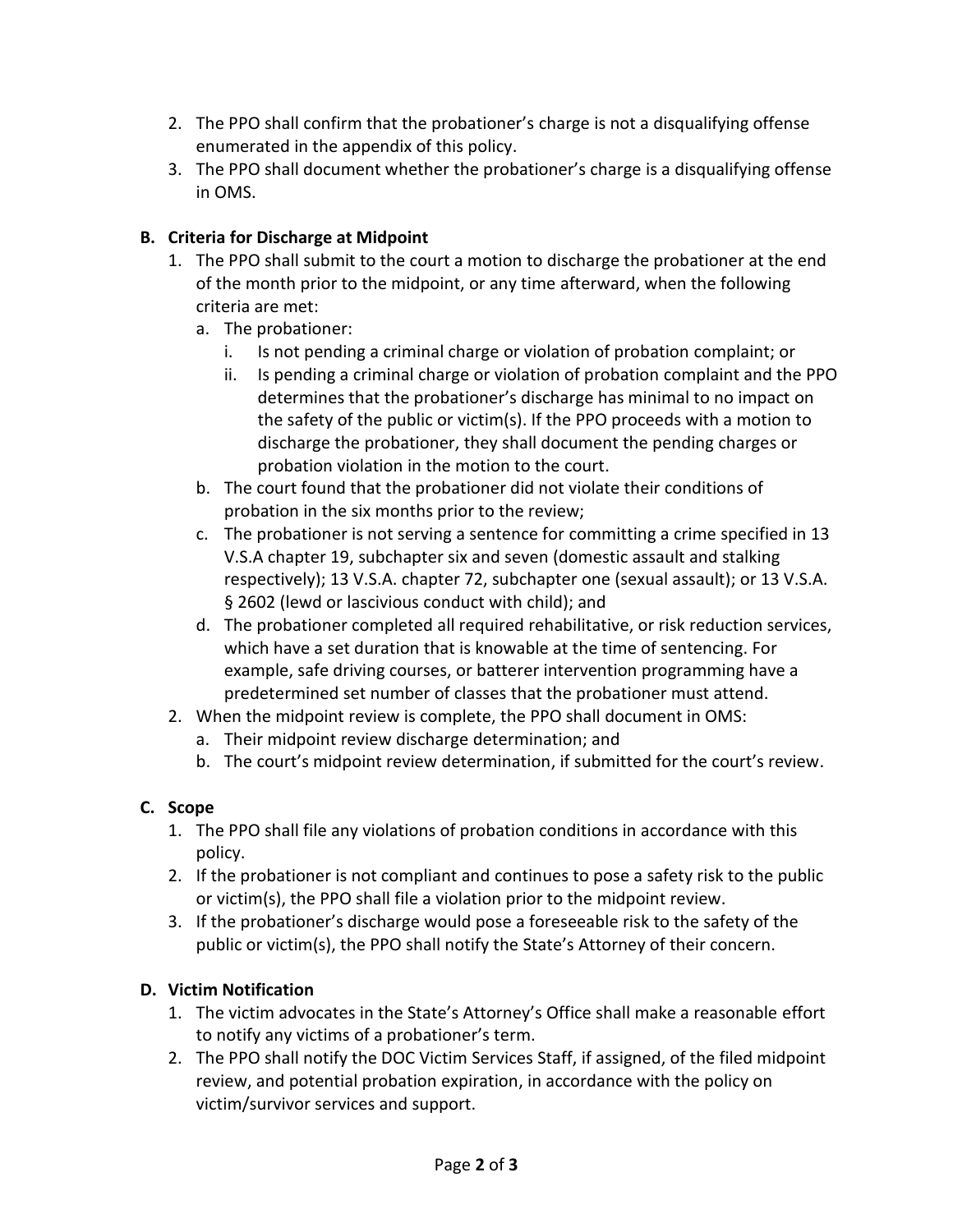2. The PPO shall confirm that the probationer's charge is not a disqualifying offense enumerated in the appendix of this policy.
3. The PPO shall document whether the probationer's charge is a disqualifying offense in OMS.

### B. Criteria for Discharge at Midpoint

1. The PPO shall submit to the court a motion to discharge the probationer at the end of the month prior to the midpoint, or any time afterward, when the following criteria are met:
   a. The probationer:
      i. Is not pending a criminal charge or violation of probation complaint; or
      ii. Is pending a criminal charge or violation of probation complaint and the PPO determines that the probationer's discharge has minimal to no impact on the safety of the public or victim(s). If the PPO proceeds with a motion to discharge the probationer, they shall document the pending charges or probation violation in the motion to the court.
   b. The court found that the probationer did not violate their conditions of probation in the six months prior to the review;
   c. The probationer is not serving a sentence for committing a crime specified in 13 V.S.A chapter 19, subchapter six and seven (domestic assault and stalking respectively); 13 V.S.A. chapter 72, subchapter one (sexual assault); or 13 V.S.A. § 2602 (lewd or lascivious conduct with child); and
   d. The probationer completed all required rehabilitative, or risk reduction services, which have a set duration that is knowable at the time of sentencing. For example, safe driving courses, or batterer intervention programming have a predetermined set number of classes that the probationer must attend.
2. When the midpoint review is complete, the PPO shall document in OMS:
   a. Their midpoint review discharge determination; and
   b. The court's midpoint review determination, if submitted for the court's review.

### C. Scope

1. The PPO shall file any violations of probation conditions in accordance with this policy.
2. If the probationer is not compliant and continues to pose a safety risk to the public or victim(s), the PPO shall file a violation prior to the midpoint review.
3. If the probationer's discharge would pose a foreseeable risk to the safety of the public or victim(s), the PPO shall notify the State's Attorney of their concern.

### D. Victim Notification

1. The victim advocates in the State's Attorney's Office shall make a reasonable effort to notify any victims of a probationer's term.
2. The PPO shall notify the DOC Victim Services Staff, if assigned, of the filed midpoint review, and potential probation expiration, in accordance with the policy on victim/survivor services and support.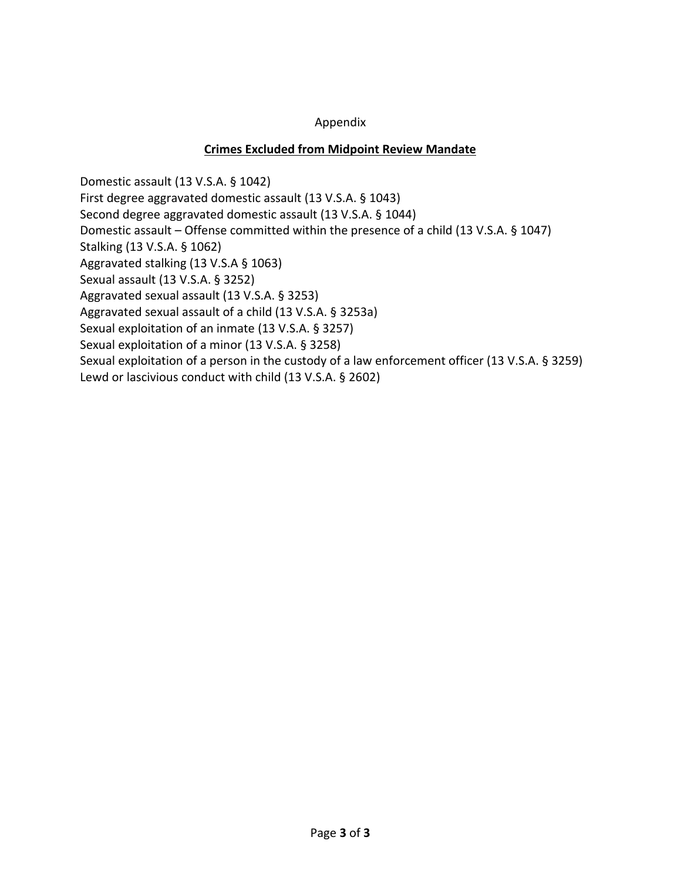Appendix

## Crimes Excluded from Midpoint Review Mandate

Domestic assault (13 V.S.A. § 1042)
First degree aggravated domestic assault (13 V.S.A. § 1043)
Second degree aggravated domestic assault (13 V.S.A. § 1044)
Domestic assault – Offense committed within the presence of a child (13 V.S.A. § 1047)
Stalking (13 V.S.A. § 1062)
Aggravated stalking (13 V.S.A § 1063)
Sexual assault (13 V.S.A. § 3252)
Aggravated sexual assault (13 V.S.A. § 3253)
Aggravated sexual assault of a child (13 V.S.A. § 3253a)
Sexual exploitation of an inmate (13 V.S.A. § 3257)
Sexual exploitation of a minor (13 V.S.A. § 3258)
Sexual exploitation of a person in the custody of a law enforcement officer (13 V.S.A. § 3259)
Lewd or lascivious conduct with child (13 V.S.A. § 2602)